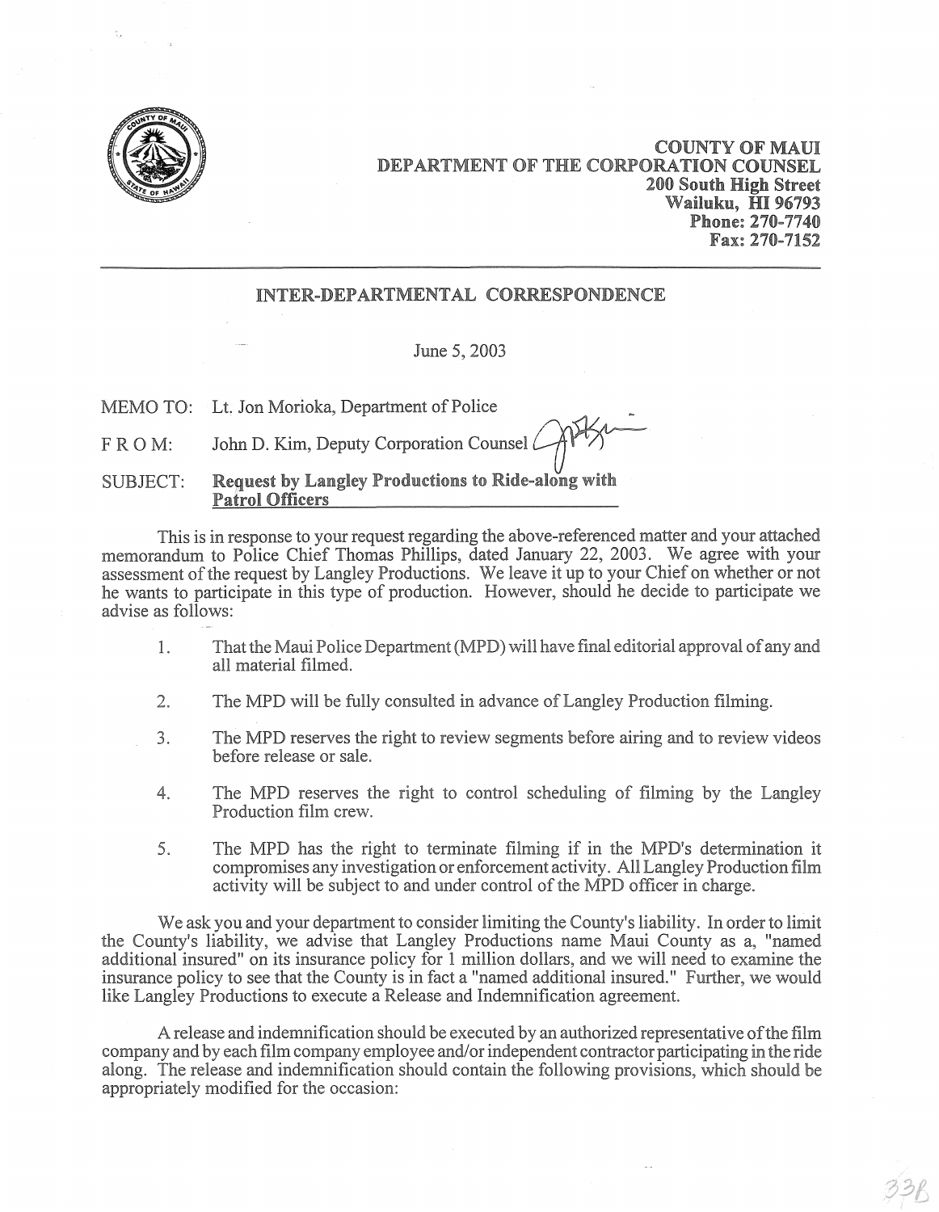**COUNTY OF MAUI**
**DEPARTMENT OF THE CORPORATION COUNSEL**
**200 South High Street**
**Wailuku, HI 96793**
**Phone: 270-7740**
**Fax: 270-7152**

---

## INTER-DEPARTMENTAL CORRESPONDENCE

June 5, 2003

MEMO TO: Lt. Jon Morioka, Department of Police

F R O M: John D. Kim, Deputy Corporation Counsel

SUBJECT: **Request by Langley Productions to Ride-along with Patrol Officers**

This is in response to your request regarding the above-referenced matter and your attached memorandum to Police Chief Thomas Phillips, dated January 22, 2003. We agree with your assessment of the request by Langley Productions. We leave it up to your Chief on whether or not he wants to participate in this type of production. However, should he decide to participate we advise as follows:

1. That the Maui Police Department (MPD) will have final editorial approval of any and all material filmed.

2. The MPD will be fully consulted in advance of Langley Production filming.

3. The MPD reserves the right to review segments before airing and to review videos before release or sale.

4. The MPD reserves the right to control scheduling of filming by the Langley Production film crew.

5. The MPD has the right to terminate filming if in the MPD's determination it compromises any investigation or enforcement activity. All Langley Production film activity will be subject to and under control of the MPD officer in charge.

We ask you and your department to consider limiting the County's liability. In order to limit the County's liability, we advise that Langley Productions name Maui County as a, "named additional insured" on its insurance policy for 1 million dollars, and we will need to examine the insurance policy to see that the County is in fact a "named additional insured." Further, we would like Langley Productions to execute a Release and Indemnification agreement.

A release and indemnification should be executed by an authorized representative of the film company and by each film company employee and/or independent contractor participating in the ride along. The release and indemnification should contain the following provisions, which should be appropriately modified for the occasion: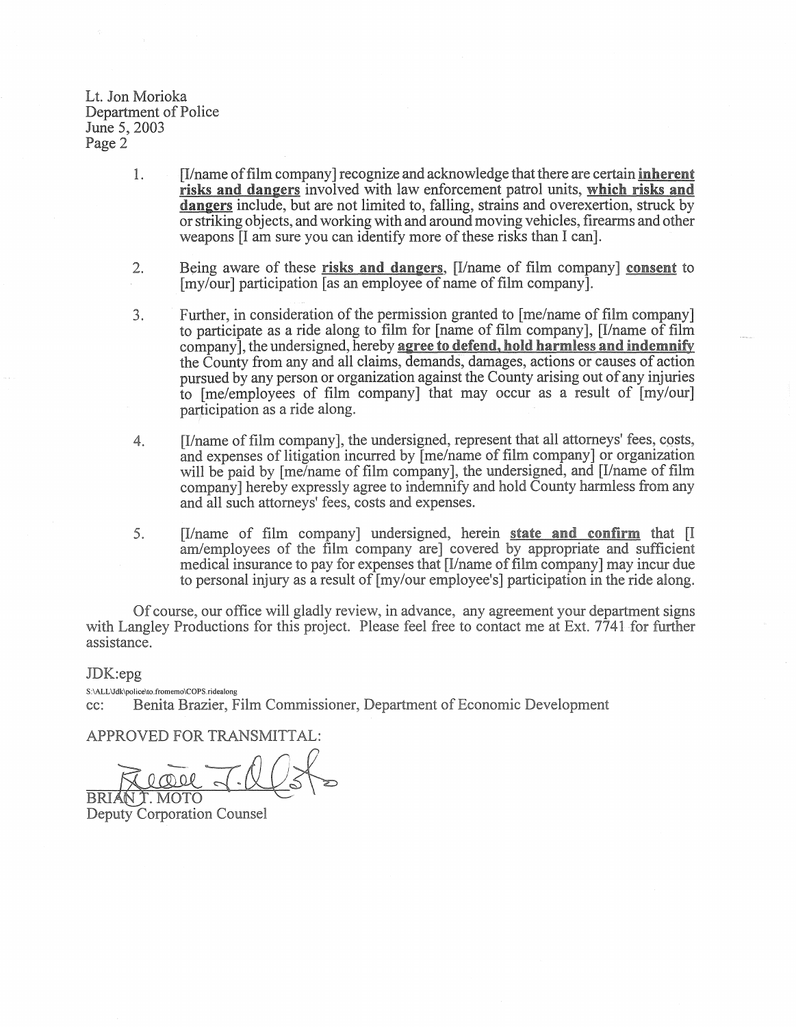Lt. Jon Morioka
Department of Police
June 5, 2003
Page 2

1. [I/name of film company] recognize and acknowledge that there are certain **inherent risks and dangers** involved with law enforcement patrol units, **which risks and dangers** include, but are not limited to, falling, strains and overexertion, struck by or striking objects, and working with and around moving vehicles, firearms and other weapons [I am sure you can identify more of these risks than I can].

2. Being aware of these **risks and dangers**, [I/name of film company] **consent** to [my/our] participation [as an employee of name of film company].

3. Further, in consideration of the permission granted to [me/name of film company] to participate as a ride along to film for [name of film company], [I/name of film company], the undersigned, hereby **agree to defend, hold harmless and indemnify** the County from any and all claims, demands, damages, actions or causes of action pursued by any person or organization against the County arising out of any injuries to [me/employees of film company] that may occur as a result of [my/our] participation as a ride along.

4. [I/name of film company], the undersigned, represent that all attorneys' fees, costs, and expenses of litigation incurred by [me/name of film company] or organization will be paid by [me/name of film company], the undersigned, and [I/name of film company] hereby expressly agree to indemnify and hold County harmless from any and all such attorneys' fees, costs and expenses.

5. [I/name of film company] undersigned, herein **state and confirm** that [I am/employees of the film company are] covered by appropriate and sufficient medical insurance to pay for expenses that [I/name of film company] may incur due to personal injury as a result of [my/our employee's] participation in the ride along.

Of course, our office will gladly review, in advance, any agreement your department signs with Langley Productions for this project. Please feel free to contact me at Ext. 7741 for further assistance.

JDK:epg

S:\ALL\Jdk\police\to.fromemo\COPS.ridealong

cc: Benita Brazier, Film Commissioner, Department of Economic Development

APPROVED FOR TRANSMITTAL:

BRIAN T. MOTO
Deputy Corporation Counsel